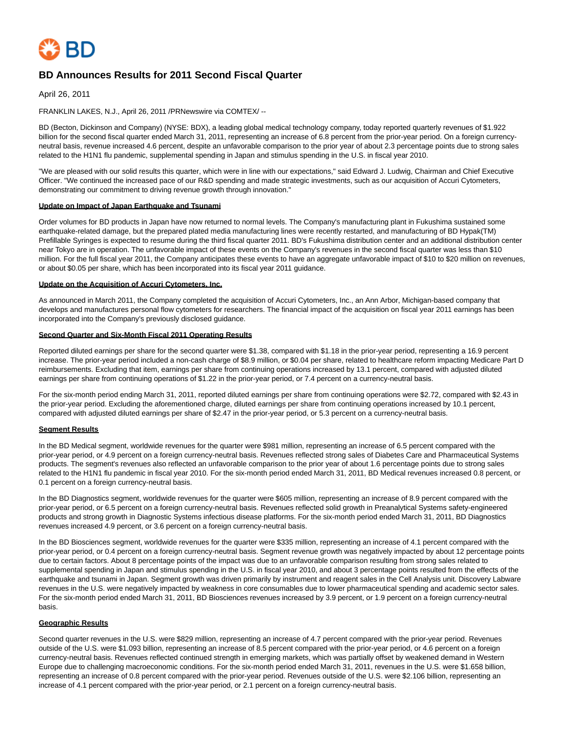# BD Announces Results for 2011 Second Fiscal Quarter

April 26, 2011

FRANKLIN LAKES, N.J., April 26, 2011 /PRNewswire via COMTEX/ --

BD (Becton, Dickinson and Company) (NYSE: BDX), a leading global medical technology company, today reported quarterly revenues of $1.922 billion for the second fiscal quarter ended March 31, 2011, representing an increase of 6.8 percent from the prior-year period. On a foreign currency-neutral basis, revenue increased 4.6 percent, despite an unfavorable comparison to the prior year of about 2.3 percentage points due to strong sales related to the H1N1 flu pandemic, supplemental spending in Japan and stimulus spending in the U.S. in fiscal year 2010.

"We are pleased with our solid results this quarter, which were in line with our expectations," said Edward J. Ludwig, Chairman and Chief Executive Officer. "We continued the increased pace of our R&D spending and made strategic investments, such as our acquisition of Accuri Cytometers, demonstrating our commitment to driving revenue growth through innovation."

**Update on Impact of Japan Earthquake and Tsunami**

Order volumes for BD products in Japan have now returned to normal levels. The Company's manufacturing plant in Fukushima sustained some earthquake-related damage, but the prepared plated media manufacturing lines were recently restarted, and manufacturing of BD Hypak(TM) Prefillable Syringes is expected to resume during the third fiscal quarter 2011. BD's Fukushima distribution center and an additional distribution center near Tokyo are in operation. The unfavorable impact of these events on the Company's revenues in the second fiscal quarter was less than $10 million. For the full fiscal year 2011, the Company anticipates these events to have an aggregate unfavorable impact of $10 to $20 million on revenues, or about $0.05 per share, which has been incorporated into its fiscal year 2011 guidance.

**Update on the Acquisition of Accuri Cytometers, Inc.**

As announced in March 2011, the Company completed the acquisition of Accuri Cytometers, Inc., an Ann Arbor, Michigan-based company that develops and manufactures personal flow cytometers for researchers. The financial impact of the acquisition on fiscal year 2011 earnings has been incorporated into the Company's previously disclosed guidance.

**Second Quarter and Six-Month Fiscal 2011 Operating Results**

Reported diluted earnings per share for the second quarter were $1.38, compared with $1.18 in the prior-year period, representing a 16.9 percent increase. The prior-year period included a non-cash charge of $8.9 million, or $0.04 per share, related to healthcare reform impacting Medicare Part D reimbursements. Excluding that item, earnings per share from continuing operations increased by 13.1 percent, compared with adjusted diluted earnings per share from continuing operations of $1.22 in the prior-year period, or 7.4 percent on a currency-neutral basis.

For the six-month period ending March 31, 2011, reported diluted earnings per share from continuing operations were $2.72, compared with $2.43 in the prior-year period. Excluding the aforementioned charge, diluted earnings per share from continuing operations increased by 10.1 percent, compared with adjusted diluted earnings per share of $2.47 in the prior-year period, or 5.3 percent on a currency-neutral basis.

**Segment Results**

In the BD Medical segment, worldwide revenues for the quarter were $981 million, representing an increase of 6.5 percent compared with the prior-year period, or 4.9 percent on a foreign currency-neutral basis. Revenues reflected strong sales of Diabetes Care and Pharmaceutical Systems products. The segment's revenues also reflected an unfavorable comparison to the prior year of about 1.6 percentage points due to strong sales related to the H1N1 flu pandemic in fiscal year 2010. For the six-month period ended March 31, 2011, BD Medical revenues increased 0.8 percent, or 0.1 percent on a foreign currency-neutral basis.

In the BD Diagnostics segment, worldwide revenues for the quarter were $605 million, representing an increase of 8.9 percent compared with the prior-year period, or 6.5 percent on a foreign currency-neutral basis. Revenues reflected solid growth in Preanalytical Systems safety-engineered products and strong growth in Diagnostic Systems infectious disease platforms. For the six-month period ended March 31, 2011, BD Diagnostics revenues increased 4.9 percent, or 3.6 percent on a foreign currency-neutral basis.

In the BD Biosciences segment, worldwide revenues for the quarter were $335 million, representing an increase of 4.1 percent compared with the prior-year period, or 0.4 percent on a foreign currency-neutral basis. Segment revenue growth was negatively impacted by about 12 percentage points due to certain factors. About 8 percentage points of the impact was due to an unfavorable comparison resulting from strong sales related to supplemental spending in Japan and stimulus spending in the U.S. in fiscal year 2010, and about 3 percentage points resulted from the effects of the earthquake and tsunami in Japan. Segment growth was driven primarily by instrument and reagent sales in the Cell Analysis unit. Discovery Labware revenues in the U.S. were negatively impacted by weakness in core consumables due to lower pharmaceutical spending and academic sector sales. For the six-month period ended March 31, 2011, BD Biosciences revenues increased by 3.9 percent, or 1.9 percent on a foreign currency-neutral basis.

**Geographic Results**

Second quarter revenues in the U.S. were $829 million, representing an increase of 4.7 percent compared with the prior-year period. Revenues outside of the U.S. were $1.093 billion, representing an increase of 8.5 percent compared with the prior-year period, or 4.6 percent on a foreign currency-neutral basis. Revenues reflected continued strength in emerging markets, which was partially offset by weakened demand in Western Europe due to challenging macroeconomic conditions. For the six-month period ended March 31, 2011, revenues in the U.S. were $1.658 billion, representing an increase of 0.8 percent compared with the prior-year period. Revenues outside of the U.S. were $2.106 billion, representing an increase of 4.1 percent compared with the prior-year period, or 2.1 percent on a foreign currency-neutral basis.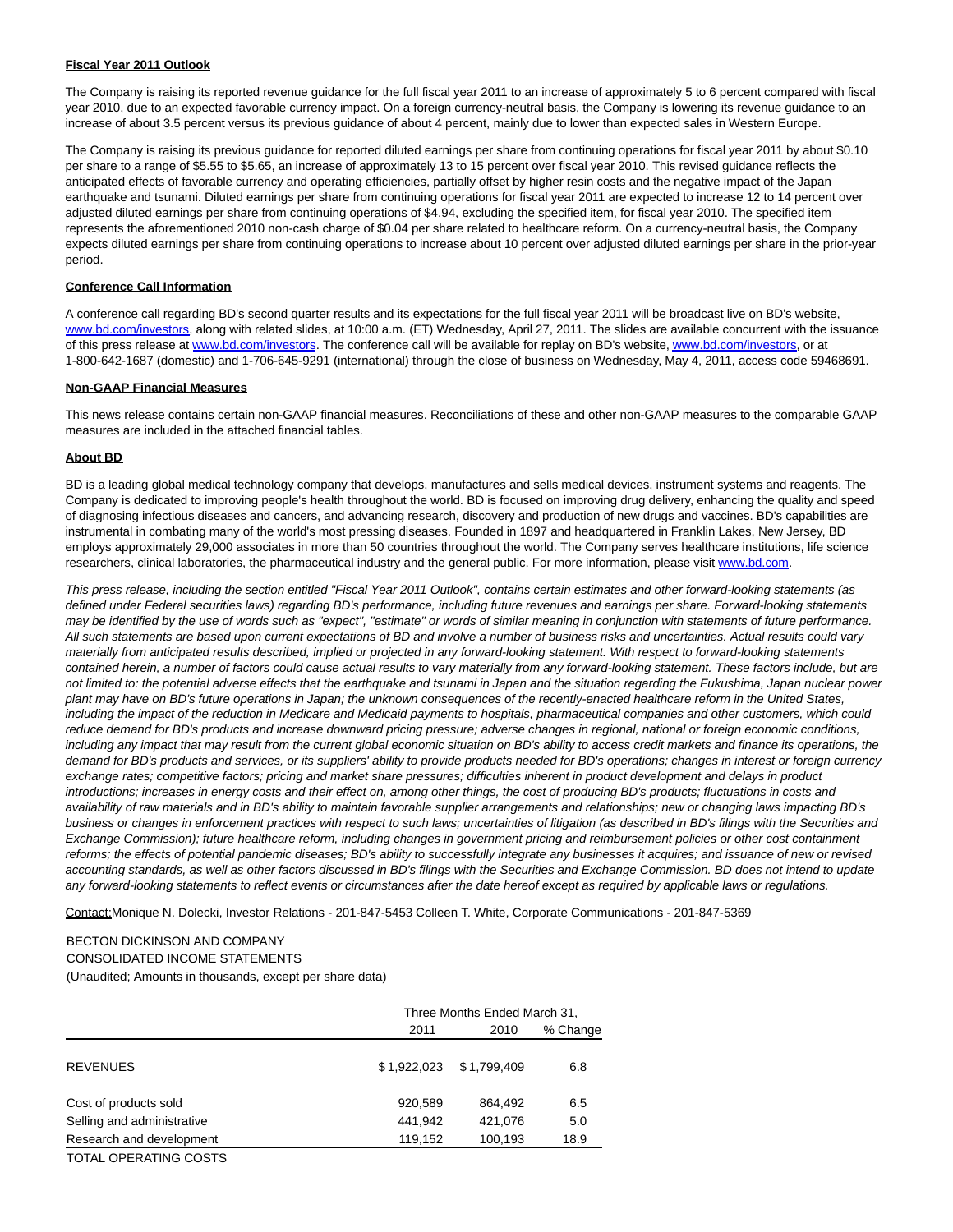**Fiscal Year 2011 Outlook**

The Company is raising its reported revenue guidance for the full fiscal year 2011 to an increase of approximately 5 to 6 percent compared with fiscal year 2010, due to an expected favorable currency impact. On a foreign currency-neutral basis, the Company is lowering its revenue guidance to an increase of about 3.5 percent versus its previous guidance of about 4 percent, mainly due to lower than expected sales in Western Europe.

The Company is raising its previous guidance for reported diluted earnings per share from continuing operations for fiscal year 2011 by about $0.10 per share to a range of $5.55 to $5.65, an increase of approximately 13 to 15 percent over fiscal year 2010. This revised guidance reflects the anticipated effects of favorable currency and operating efficiencies, partially offset by higher resin costs and the negative impact of the Japan earthquake and tsunami. Diluted earnings per share from continuing operations for fiscal year 2011 are expected to increase 12 to 14 percent over adjusted diluted earnings per share from continuing operations of $4.94, excluding the specified item, for fiscal year 2010. The specified item represents the aforementioned 2010 non-cash charge of $0.04 per share related to healthcare reform. On a currency-neutral basis, the Company expects diluted earnings per share from continuing operations to increase about 10 percent over adjusted diluted earnings per share in the prior-year period.

**Conference Call Information**

A conference call regarding BD's second quarter results and its expectations for the full fiscal year 2011 will be broadcast live on BD's website, www.bd.com/investors, along with related slides, at 10:00 a.m. (ET) Wednesday, April 27, 2011. The slides are available concurrent with the issuance of this press release at www.bd.com/investors. The conference call will be available for replay on BD's website, www.bd.com/investors, or at 1-800-642-1687 (domestic) and 1-706-645-9291 (international) through the close of business on Wednesday, May 4, 2011, access code 59468691.

**Non-GAAP Financial Measures**

This news release contains certain non-GAAP financial measures. Reconciliations of these and other non-GAAP measures to the comparable GAAP measures are included in the attached financial tables.

**About BD**

BD is a leading global medical technology company that develops, manufactures and sells medical devices, instrument systems and reagents. The Company is dedicated to improving people's health throughout the world. BD is focused on improving drug delivery, enhancing the quality and speed of diagnosing infectious diseases and cancers, and advancing research, discovery and production of new drugs and vaccines. BD's capabilities are instrumental in combating many of the world's most pressing diseases. Founded in 1897 and headquartered in Franklin Lakes, New Jersey, BD employs approximately 29,000 associates in more than 50 countries throughout the world. The Company serves healthcare institutions, life science researchers, clinical laboratories, the pharmaceutical industry and the general public. For more information, please visit www.bd.com.

*This press release, including the section entitled "Fiscal Year 2011 Outlook", contains certain estimates and other forward-looking statements (as defined under Federal securities laws) regarding BD's performance, including future revenues and earnings per share. Forward-looking statements may be identified by the use of words such as "expect", "estimate" or words of similar meaning in conjunction with statements of future performance. All such statements are based upon current expectations of BD and involve a number of business risks and uncertainties. Actual results could vary materially from anticipated results described, implied or projected in any forward-looking statement. With respect to forward-looking statements contained herein, a number of factors could cause actual results to vary materially from any forward-looking statement. These factors include, but are not limited to: the potential adverse effects that the earthquake and tsunami in Japan and the situation regarding the Fukushima, Japan nuclear power plant may have on BD's future operations in Japan; the unknown consequences of the recently-enacted healthcare reform in the United States, including the impact of the reduction in Medicare and Medicaid payments to hospitals, pharmaceutical companies and other customers, which could reduce demand for BD's products and increase downward pricing pressure; adverse changes in regional, national or foreign economic conditions, including any impact that may result from the current global economic situation on BD's ability to access credit markets and finance its operations, the demand for BD's products and services, or its suppliers' ability to provide products needed for BD's operations; changes in interest or foreign currency exchange rates; competitive factors; pricing and market share pressures; difficulties inherent in product development and delays in product introductions; increases in energy costs and their effect on, among other things, the cost of producing BD's products; fluctuations in costs and availability of raw materials and in BD's ability to maintain favorable supplier arrangements and relationships; new or changing laws impacting BD's business or changes in enforcement practices with respect to such laws; uncertainties of litigation (as described in BD's filings with the Securities and Exchange Commission); future healthcare reform, including changes in government pricing and reimbursement policies or other cost containment reforms; the effects of potential pandemic diseases; BD's ability to successfully integrate any businesses it acquires; and issuance of new or revised accounting standards, as well as other factors discussed in BD's filings with the Securities and Exchange Commission. BD does not intend to update any forward-looking statements to reflect events or circumstances after the date hereof except as required by applicable laws or regulations.*

Contact: Monique N. Dolecki, Investor Relations - 201-847-5453 Colleen T. White, Corporate Communications - 201-847-5369

BECTON DICKINSON AND COMPANY
CONSOLIDATED INCOME STATEMENTS
(Unaudited; Amounts in thousands, except per share data)

| | Three Months Ended March 31, | | |
|---|---|---|---|
| | 2011 | 2010 | % Change |
| REVENUES | $1,922,023 | $1,799,409 | 6.8 |
| Cost of products sold | 920,589 | 864,492 | 6.5 |
| Selling and administrative | 441,942 | 421,076 | 5.0 |
| Research and development | 119,152 | 100,193 | 18.9 |
| TOTAL OPERATING COSTS | | | |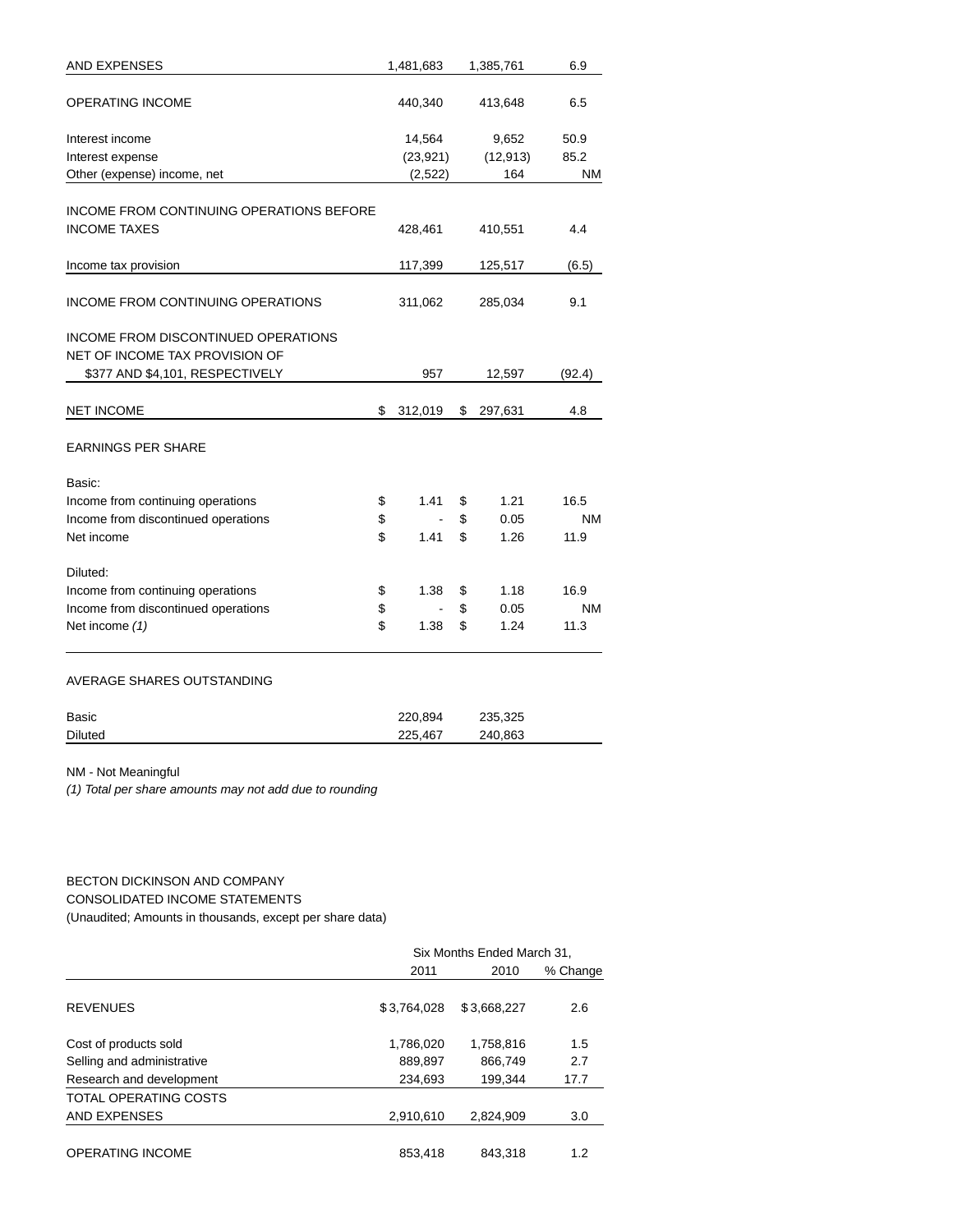| | | | |
|---|---|---|---|
| AND EXPENSES | 1,481,683 | 1,385,761 | 6.9 |
| OPERATING INCOME | 440,340 | 413,648 | 6.5 |
| Interest income | 14,564 | 9,652 | 50.9 |
| Interest expense | (23,921) | (12,913) | 85.2 |
| Other (expense) income, net | (2,522) | 164 | NM |
| INCOME FROM CONTINUING OPERATIONS BEFORE INCOME TAXES | 428,461 | 410,551 | 4.4 |
| Income tax provision | 117,399 | 125,517 | (6.5) |
| INCOME FROM CONTINUING OPERATIONS | 311,062 | 285,034 | 9.1 |
| INCOME FROM DISCONTINUED OPERATIONS NET OF INCOME TAX PROVISION OF $377 AND $4,101, RESPECTIVELY | 957 | 12,597 | (92.4) |
| NET INCOME | $ 312,019 | $ 297,631 | 4.8 |
| EARNINGS PER SHARE | | | |
| Basic: | | | |
| Income from continuing operations | $ 1.41 | $ 1.21 | 16.5 |
| Income from discontinued operations | $ - | $ 0.05 | NM |
| Net income | $ 1.41 | $ 1.26 | 11.9 |
| Diluted: | | | |
| Income from continuing operations | $ 1.38 | $ 1.18 | 16.9 |
| Income from discontinued operations | $ - | $ 0.05 | NM |
| Net income *(1)* | $ 1.38 | $ 1.24 | 11.3 |
| AVERAGE SHARES OUTSTANDING | | | |
| Basic | 220,894 | 235,325 | |
| Diluted | 225,467 | 240,863 | |

NM - Not Meaningful

*(1) Total per share amounts may not add due to rounding*

BECTON DICKINSON AND COMPANY
CONSOLIDATED INCOME STATEMENTS
(Unaudited; Amounts in thousands, except per share data)

| | Six Months Ended March 31, | | |
|---|---|---|---|
| | 2011 | 2010 | % Change |
| REVENUES | $3,764,028 | $3,668,227 | 2.6 |
| Cost of products sold | 1,786,020 | 1,758,816 | 1.5 |
| Selling and administrative | 889,897 | 866,749 | 2.7 |
| Research and development | 234,693 | 199,344 | 17.7 |
| TOTAL OPERATING COSTS AND EXPENSES | 2,910,610 | 2,824,909 | 3.0 |
| OPERATING INCOME | 853,418 | 843,318 | 1.2 |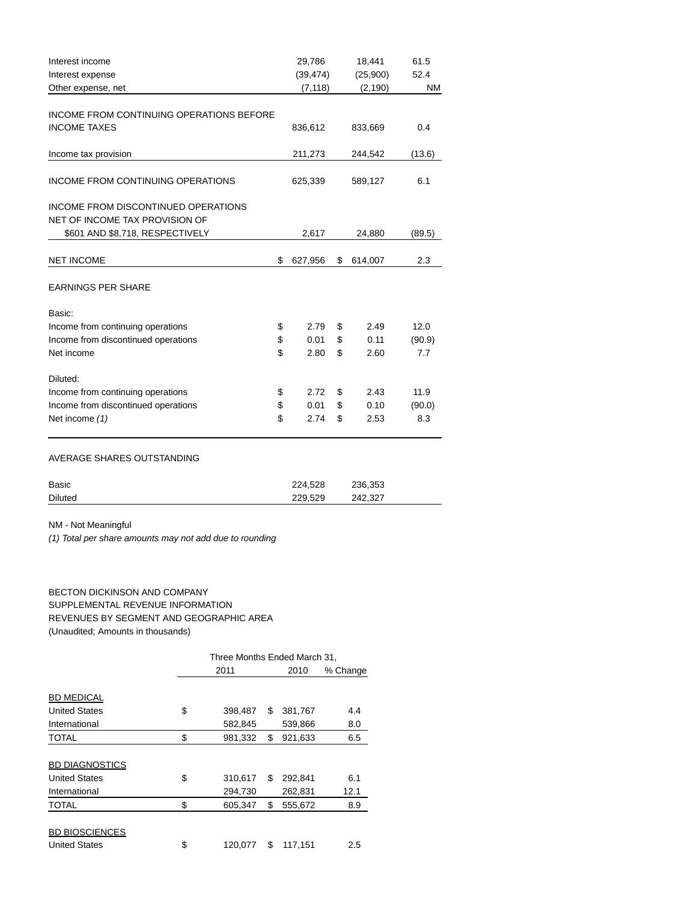| | 2011 | 2010 | % Change |
|---|---|---|---|
| Interest income | 29,786 | 18,441 | 61.5 |
| Interest expense | (39,474) | (25,900) | 52.4 |
| Other expense, net | (7,118) | (2,190) | NM |
| INCOME FROM CONTINUING OPERATIONS BEFORE INCOME TAXES | 836,612 | 833,669 | 0.4 |
| Income tax provision | 211,273 | 244,542 | (13.6) |
| INCOME FROM CONTINUING OPERATIONS | 625,339 | 589,127 | 6.1 |
| INCOME FROM DISCONTINUED OPERATIONS NET OF INCOME TAX PROVISION OF $601 AND $8,718, RESPECTIVELY | 2,617 | 24,880 | (89.5) |
| NET INCOME | $ 627,956 | $ 614,007 | 2.3 |
| EARNINGS PER SHARE | | | |
| Basic: | | | |
| Income from continuing operations | $ 2.79 | $ 2.49 | 12.0 |
| Income from discontinued operations | $ 0.01 | $ 0.11 | (90.9) |
| Net income | $ 2.80 | $ 2.60 | 7.7 |
| Diluted: | | | |
| Income from continuing operations | $ 2.72 | $ 2.43 | 11.9 |
| Income from discontinued operations | $ 0.01 | $ 0.10 | (90.0) |
| Net income *(1)* | $ 2.74 | $ 2.53 | 8.3 |
| AVERAGE SHARES OUTSTANDING | | | |
| Basic | 224,528 | 236,353 | |
| Diluted | 229,529 | 242,327 | |

NM - Not Meaningful

*(1) Total per share amounts may not add due to rounding*

BECTON DICKINSON AND COMPANY
SUPPLEMENTAL REVENUE INFORMATION
REVENUES BY SEGMENT AND GEOGRAPHIC AREA
(Unaudited; Amounts in thousands)

| | Three Months Ended March 31, | | |
|---|---|---|---|
| | 2011 | 2010 | % Change |
| BD MEDICAL | | | |
| United States | $ 398,487 | $ 381,767 | 4.4 |
| International | 582,845 | 539,866 | 8.0 |
| TOTAL | $ 981,332 | $ 921,633 | 6.5 |
| BD DIAGNOSTICS | | | |
| United States | $ 310,617 | $ 292,841 | 6.1 |
| International | 294,730 | 262,831 | 12.1 |
| TOTAL | $ 605,347 | $ 555,672 | 8.9 |
| BD BIOSCIENCES | | | |
| United States | $ 120,077 | $ 117,151 | 2.5 |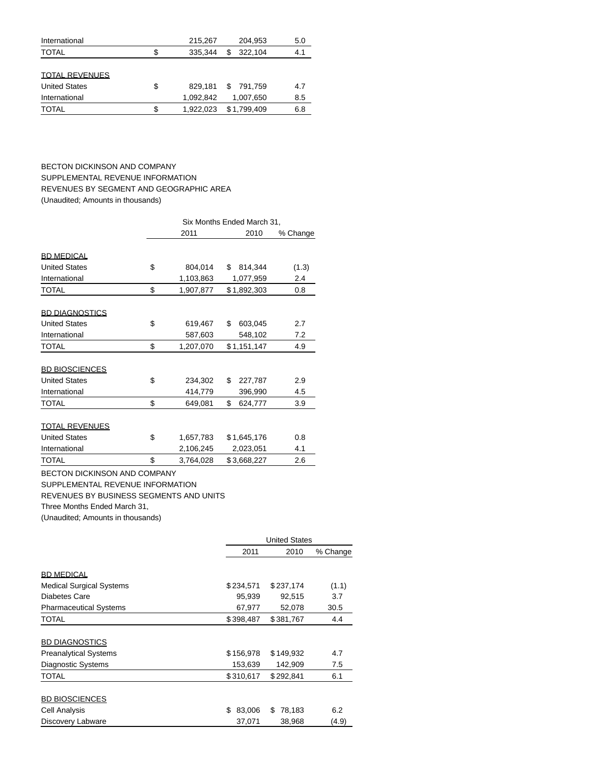| | | 2011 | 2010 | % Change |
|---|---|---|---|---|
| International | | 215,267 | 204,953 | 5.0 |
| TOTAL | $ | 335,344 | $ 322,104 | 4.1 |
| | | | | |
| TOTAL REVENUES | | | | |
| United States | $ | 829,181 | $ 791,759 | 4.7 |
| International | | 1,092,842 | 1,007,650 | 8.5 |
| TOTAL | $ | 1,922,023 | $1,799,409 | 6.8 |

BECTON DICKINSON AND COMPANY
SUPPLEMENTAL REVENUE INFORMATION
REVENUES BY SEGMENT AND GEOGRAPHIC AREA
(Unaudited; Amounts in thousands)

| | | Six Months Ended March 31, | | |
|---|---|---|---|---|
| | | 2011 | 2010 | % Change |
| BD MEDICAL | | | | |
| United States | $ | 804,014 | $ 814,344 | (1.3) |
| International | | 1,103,863 | 1,077,959 | 2.4 |
| TOTAL | $ | 1,907,877 | $1,892,303 | 0.8 |
| | | | | |
| BD DIAGNOSTICS | | | | |
| United States | $ | 619,467 | $ 603,045 | 2.7 |
| International | | 587,603 | 548,102 | 7.2 |
| TOTAL | $ | 1,207,070 | $1,151,147 | 4.9 |
| | | | | |
| BD BIOSCIENCES | | | | |
| United States | $ | 234,302 | $ 227,787 | 2.9 |
| International | | 414,779 | 396,990 | 4.5 |
| TOTAL | $ | 649,081 | $ 624,777 | 3.9 |
| | | | | |
| TOTAL REVENUES | | | | |
| United States | $ | 1,657,783 | $1,645,176 | 0.8 |
| International | | 2,106,245 | 2,023,051 | 4.1 |
| TOTAL | $ | 3,764,028 | $3,668,227 | 2.6 |

BECTON DICKINSON AND COMPANY
SUPPLEMENTAL REVENUE INFORMATION
REVENUES BY BUSINESS SEGMENTS AND UNITS
Three Months Ended March 31,
(Unaudited; Amounts in thousands)

| | United States | | |
|---|---|---|---|
| | 2011 | 2010 | % Change |
| BD MEDICAL | | | |
| Medical Surgical Systems | $234,571 | $237,174 | (1.1) |
| Diabetes Care | 95,939 | 92,515 | 3.7 |
| Pharmaceutical Systems | 67,977 | 52,078 | 30.5 |
| TOTAL | $398,487 | $381,767 | 4.4 |
| | | | |
| BD DIAGNOSTICS | | | |
| Preanalytical Systems | $156,978 | $149,932 | 4.7 |
| Diagnostic Systems | 153,639 | 142,909 | 7.5 |
| TOTAL | $310,617 | $292,841 | 6.1 |
| | | | |
| BD BIOSCIENCES | | | |
| Cell Analysis | $ 83,006 | $ 78,183 | 6.2 |
| Discovery Labware | 37,071 | 38,968 | (4.9) |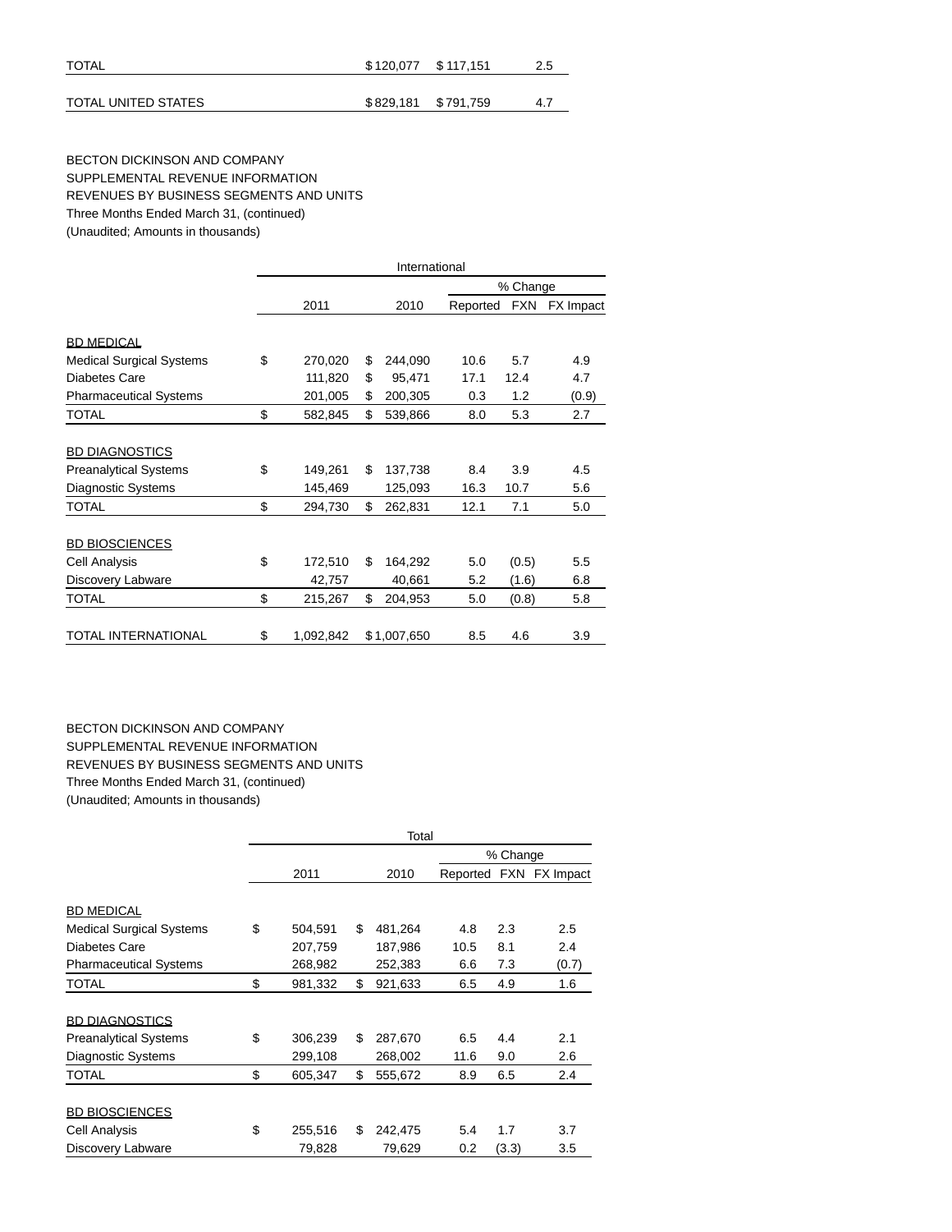| | | | |
|---|---|---|---|
| TOTAL | $ 120,077 | $ 117,151 | 2.5 |
| TOTAL UNITED STATES | $ 829,181 | $ 791,759 | 4.7 |

BECTON DICKINSON AND COMPANY
SUPPLEMENTAL REVENUE INFORMATION
REVENUES BY BUSINESS SEGMENTS AND UNITS
Three Months Ended March 31, (continued)
(Unaudited; Amounts in thousands)

| | International | | | | |
|---|---|---|---|---|---|
| | | | % Change | | |
| | 2011 | 2010 | Reported | FXN | FX Impact |
| BD MEDICAL | | | | | |
| Medical Surgical Systems | $ 270,020 | $ 244,090 | 10.6 | 5.7 | 4.9 |
| Diabetes Care | 111,820 | $ 95,471 | 17.1 | 12.4 | 4.7 |
| Pharmaceutical Systems | 201,005 | $ 200,305 | 0.3 | 1.2 | (0.9) |
| TOTAL | $ 582,845 | $ 539,866 | 8.0 | 5.3 | 2.7 |
| BD DIAGNOSTICS | | | | | |
| Preanalytical Systems | $ 149,261 | $ 137,738 | 8.4 | 3.9 | 4.5 |
| Diagnostic Systems | 145,469 | 125,093 | 16.3 | 10.7 | 5.6 |
| TOTAL | $ 294,730 | $ 262,831 | 12.1 | 7.1 | 5.0 |
| BD BIOSCIENCES | | | | | |
| Cell Analysis | $ 172,510 | $ 164,292 | 5.0 | (0.5) | 5.5 |
| Discovery Labware | 42,757 | 40,661 | 5.2 | (1.6) | 6.8 |
| TOTAL | $ 215,267 | $ 204,953 | 5.0 | (0.8) | 5.8 |
| TOTAL INTERNATIONAL | $ 1,092,842 | $ 1,007,650 | 8.5 | 4.6 | 3.9 |

BECTON DICKINSON AND COMPANY
SUPPLEMENTAL REVENUE INFORMATION
REVENUES BY BUSINESS SEGMENTS AND UNITS
Three Months Ended March 31, (continued)
(Unaudited; Amounts in thousands)

| | Total | | | | |
|---|---|---|---|---|---|
| | | | % Change | | |
| | 2011 | 2010 | Reported | FXN | FX Impact |
| BD MEDICAL | | | | | |
| Medical Surgical Systems | $ 504,591 | $ 481,264 | 4.8 | 2.3 | 2.5 |
| Diabetes Care | 207,759 | 187,986 | 10.5 | 8.1 | 2.4 |
| Pharmaceutical Systems | 268,982 | 252,383 | 6.6 | 7.3 | (0.7) |
| TOTAL | $ 981,332 | $ 921,633 | 6.5 | 4.9 | 1.6 |
| BD DIAGNOSTICS | | | | | |
| Preanalytical Systems | $ 306,239 | $ 287,670 | 6.5 | 4.4 | 2.1 |
| Diagnostic Systems | 299,108 | 268,002 | 11.6 | 9.0 | 2.6 |
| TOTAL | $ 605,347 | $ 555,672 | 8.9 | 6.5 | 2.4 |
| BD BIOSCIENCES | | | | | |
| Cell Analysis | $ 255,516 | $ 242,475 | 5.4 | 1.7 | 3.7 |
| Discovery Labware | 79,828 | 79,629 | 0.2 | (3.3) | 3.5 |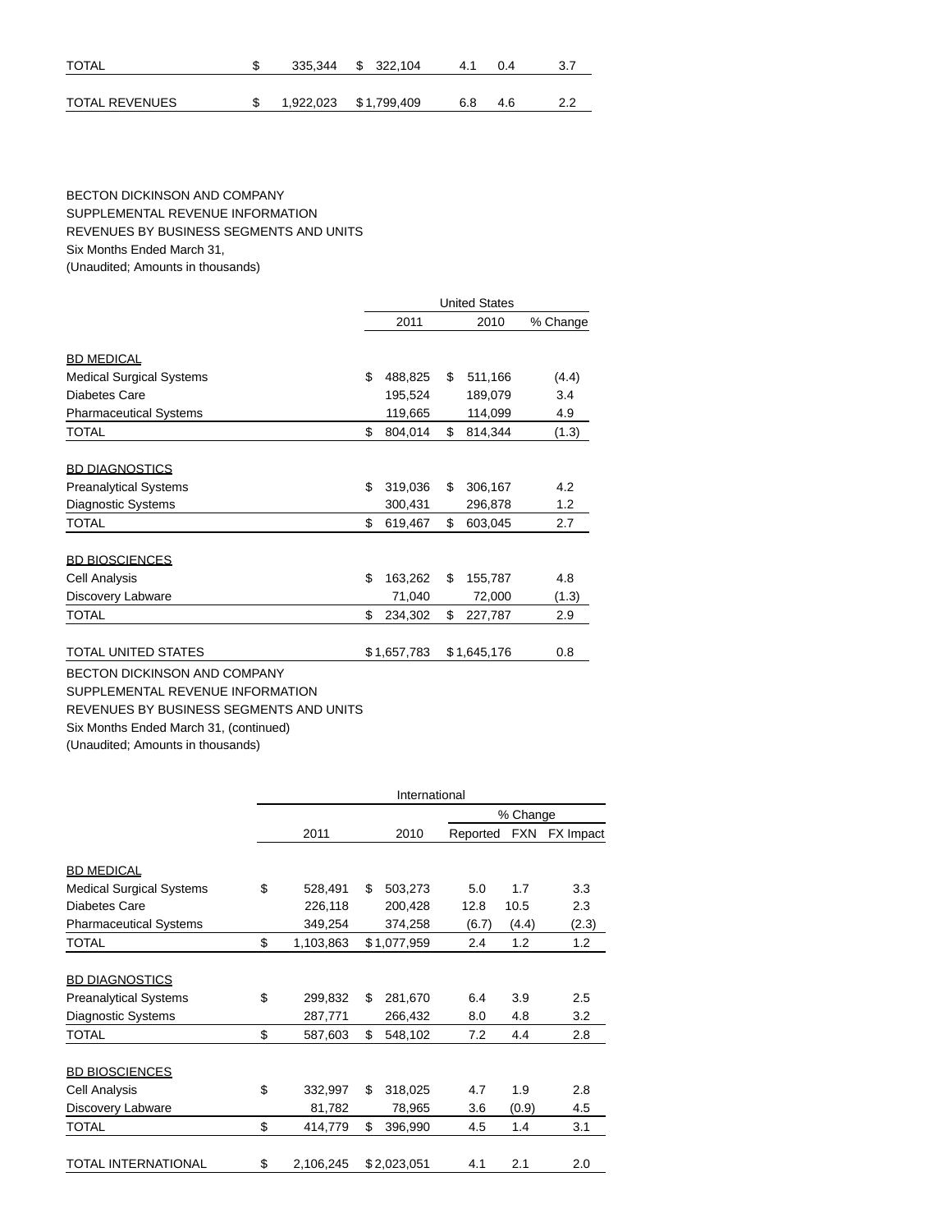| | | | | | |
|---|---|---|---|---|---|
| TOTAL | $ 335,344 | $ 322,104 | 4.1 | 0.4 | 3.7 |
| TOTAL REVENUES | $ 1,922,023 | $ 1,799,409 | 6.8 | 4.6 | 2.2 |

BECTON DICKINSON AND COMPANY
SUPPLEMENTAL REVENUE INFORMATION
REVENUES BY BUSINESS SEGMENTS AND UNITS
Six Months Ended March 31,
(Unaudited; Amounts in thousands)

| | United States | | |
|---|---|---|---|
| | 2011 | 2010 | % Change |
| BD MEDICAL | | | |
| Medical Surgical Systems | $ 488,825 | $ 511,166 | (4.4) |
| Diabetes Care | 195,524 | 189,079 | 3.4 |
| Pharmaceutical Systems | 119,665 | 114,099 | 4.9 |
| TOTAL | $ 804,014 | $ 814,344 | (1.3) |
| BD DIAGNOSTICS | | | |
| Preanalytical Systems | $ 319,036 | $ 306,167 | 4.2 |
| Diagnostic Systems | 300,431 | 296,878 | 1.2 |
| TOTAL | $ 619,467 | $ 603,045 | 2.7 |
| BD BIOSCIENCES | | | |
| Cell Analysis | $ 163,262 | $ 155,787 | 4.8 |
| Discovery Labware | 71,040 | 72,000 | (1.3) |
| TOTAL | $ 234,302 | $ 227,787 | 2.9 |
| TOTAL UNITED STATES | $ 1,657,783 | $ 1,645,176 | 0.8 |

BECTON DICKINSON AND COMPANY
SUPPLEMENTAL REVENUE INFORMATION
REVENUES BY BUSINESS SEGMENTS AND UNITS
Six Months Ended March 31, (continued)
(Unaudited; Amounts in thousands)

| | International | | | | |
|---|---|---|---|---|---|
| | | | % Change | | |
| | 2011 | 2010 | Reported | FXN | FX Impact |
| BD MEDICAL | | | | | |
| Medical Surgical Systems | $ 528,491 | $ 503,273 | 5.0 | 1.7 | 3.3 |
| Diabetes Care | 226,118 | 200,428 | 12.8 | 10.5 | 2.3 |
| Pharmaceutical Systems | 349,254 | 374,258 | (6.7) | (4.4) | (2.3) |
| TOTAL | $ 1,103,863 | $ 1,077,959 | 2.4 | 1.2 | 1.2 |
| BD DIAGNOSTICS | | | | | |
| Preanalytical Systems | $ 299,832 | $ 281,670 | 6.4 | 3.9 | 2.5 |
| Diagnostic Systems | 287,771 | 266,432 | 8.0 | 4.8 | 3.2 |
| TOTAL | $ 587,603 | $ 548,102 | 7.2 | 4.4 | 2.8 |
| BD BIOSCIENCES | | | | | |
| Cell Analysis | $ 332,997 | $ 318,025 | 4.7 | 1.9 | 2.8 |
| Discovery Labware | 81,782 | 78,965 | 3.6 | (0.9) | 4.5 |
| TOTAL | $ 414,779 | $ 396,990 | 4.5 | 1.4 | 3.1 |
| TOTAL INTERNATIONAL | $ 2,106,245 | $ 2,023,051 | 4.1 | 2.1 | 2.0 |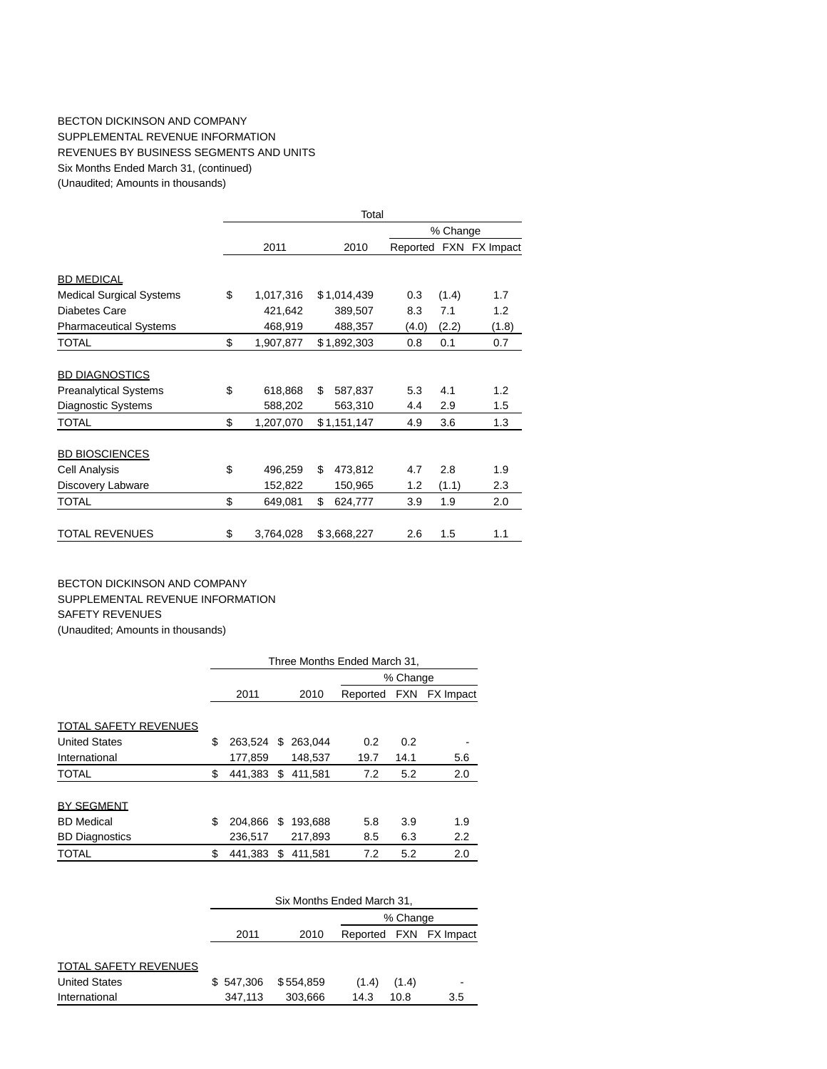BECTON DICKINSON AND COMPANY
SUPPLEMENTAL REVENUE INFORMATION
REVENUES BY BUSINESS SEGMENTS AND UNITS
Six Months Ended March 31, (continued)
(Unaudited; Amounts in thousands)

| | Total | | | | |
|---|---|---|---|---|---|
| | | | % Change | | |
| | 2011 | 2010 | Reported | FXN | FX Impact |
| BD MEDICAL | | | | | |
| Medical Surgical Systems | $ 1,017,316 | $ 1,014,439 | 0.3 | (1.4) | 1.7 |
| Diabetes Care | 421,642 | 389,507 | 8.3 | 7.1 | 1.2 |
| Pharmaceutical Systems | 468,919 | 488,357 | (4.0) | (2.2) | (1.8) |
| TOTAL | $ 1,907,877 | $ 1,892,303 | 0.8 | 0.1 | 0.7 |
| BD DIAGNOSTICS | | | | | |
| Preanalytical Systems | $ 618,868 | $ 587,837 | 5.3 | 4.1 | 1.2 |
| Diagnostic Systems | 588,202 | 563,310 | 4.4 | 2.9 | 1.5 |
| TOTAL | $ 1,207,070 | $ 1,151,147 | 4.9 | 3.6 | 1.3 |
| BD BIOSCIENCES | | | | | |
| Cell Analysis | $ 496,259 | $ 473,812 | 4.7 | 2.8 | 1.9 |
| Discovery Labware | 152,822 | 150,965 | 1.2 | (1.1) | 2.3 |
| TOTAL | $ 649,081 | $ 624,777 | 3.9 | 1.9 | 2.0 |
| TOTAL REVENUES | $ 3,764,028 | $ 3,668,227 | 2.6 | 1.5 | 1.1 |

BECTON DICKINSON AND COMPANY
SUPPLEMENTAL REVENUE INFORMATION
SAFETY REVENUES
(Unaudited; Amounts in thousands)

| | Three Months Ended March 31, | | | | |
|---|---|---|---|---|---|
| | | | % Change | | |
| | 2011 | 2010 | Reported | FXN | FX Impact |
| TOTAL SAFETY REVENUES | | | | | |
| United States | $ 263,524 | $ 263,044 | 0.2 | 0.2 | - |
| International | 177,859 | 148,537 | 19.7 | 14.1 | 5.6 |
| TOTAL | $ 441,383 | $ 411,581 | 7.2 | 5.2 | 2.0 |
| BY SEGMENT | | | | | |
| BD Medical | $ 204,866 | $ 193,688 | 5.8 | 3.9 | 1.9 |
| BD Diagnostics | 236,517 | 217,893 | 8.5 | 6.3 | 2.2 |
| TOTAL | $ 441,383 | $ 411,581 | 7.2 | 5.2 | 2.0 |

| | Six Months Ended March 31, | | | | |
|---|---|---|---|---|---|
| | | | % Change | | |
| | 2011 | 2010 | Reported | FXN | FX Impact |
| TOTAL SAFETY REVENUES | | | | | |
| United States | $ 547,306 | $ 554,859 | (1.4) | (1.4) | - |
| International | 347,113 | 303,666 | 14.3 | 10.8 | 3.5 |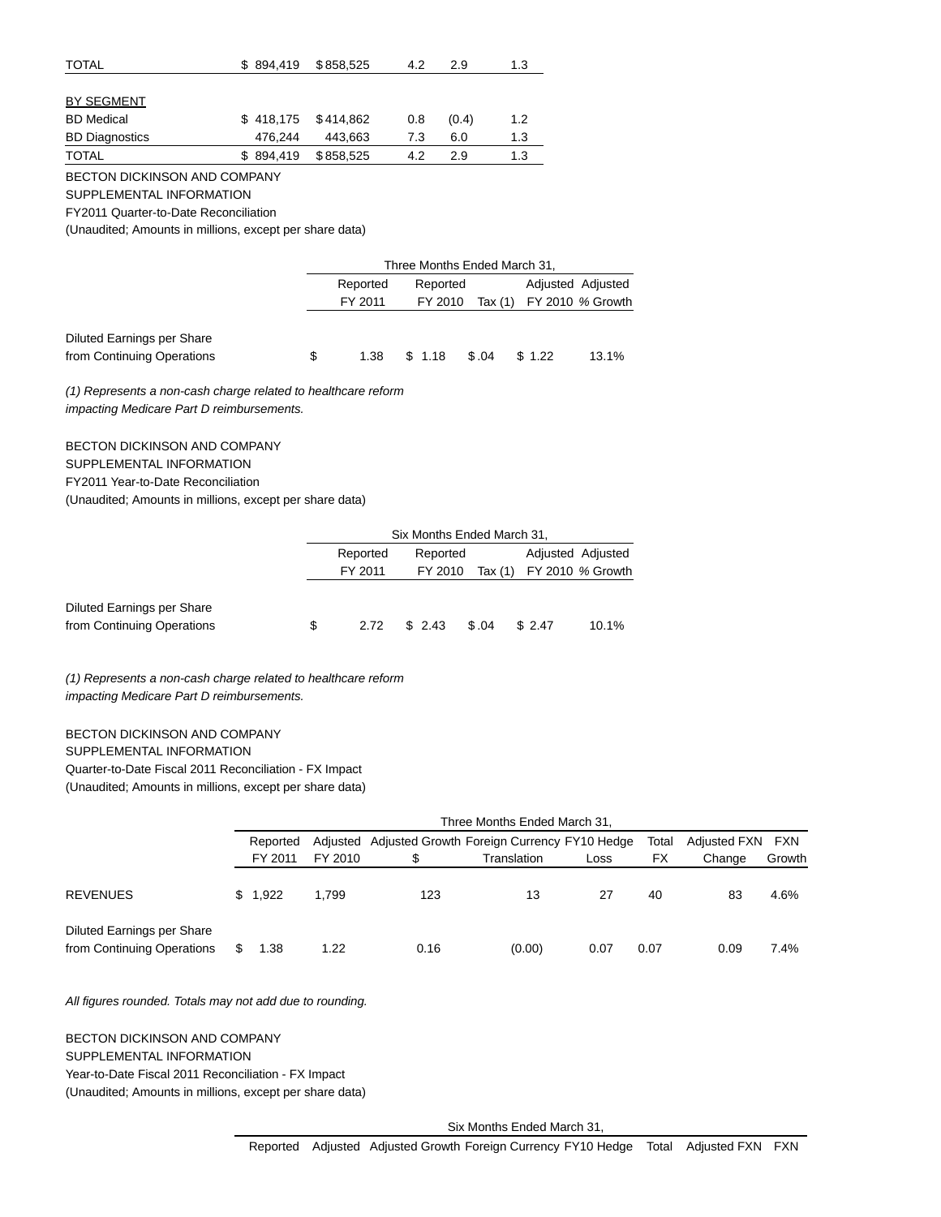| | | | | | |
|---|---|---|---|---|---|
| TOTAL | $ 894,419 | $ 858,525 | 4.2 | 2.9 | 1.3 |
| | | | | | |
| BY SEGMENT | | | | | |
| BD Medical | $ 418,175 | $ 414,862 | 0.8 | (0.4) | 1.2 |
| BD Diagnostics | 476,244 | 443,663 | 7.3 | 6.0 | 1.3 |
| TOTAL | $ 894,419 | $ 858,525 | 4.2 | 2.9 | 1.3 |

BECTON DICKINSON AND COMPANY
SUPPLEMENTAL INFORMATION
FY2011 Quarter-to-Date Reconciliation
(Unaudited; Amounts in millions, except per share data)

| | Three Months Ended March 31, | | | | |
|---|---|---|---|---|---|
| | Reported FY 2011 | Reported FY 2010 | Tax (1) | Adjusted FY 2010 | Adjusted % Growth |
| Diluted Earnings per Share from Continuing Operations | $ 1.38 | $ 1.18 | $ .04 | $ 1.22 | 13.1% |

*(1) Represents a non-cash charge related to healthcare reform impacting Medicare Part D reimbursements.*

BECTON DICKINSON AND COMPANY
SUPPLEMENTAL INFORMATION
FY2011 Year-to-Date Reconciliation
(Unaudited; Amounts in millions, except per share data)

| | Six Months Ended March 31, | | | | |
|---|---|---|---|---|---|
| | Reported FY 2011 | Reported FY 2010 | Tax (1) | Adjusted FY 2010 | Adjusted % Growth |
| Diluted Earnings per Share from Continuing Operations | $ 2.72 | $ 2.43 | $ .04 | $ 2.47 | 10.1% |

*(1) Represents a non-cash charge related to healthcare reform impacting Medicare Part D reimbursements.*

BECTON DICKINSON AND COMPANY
SUPPLEMENTAL INFORMATION
Quarter-to-Date Fiscal 2011 Reconciliation - FX Impact
(Unaudited; Amounts in millions, except per share data)

| | Three Months Ended March 31, | | | | | | | |
|---|---|---|---|---|---|---|---|---|
| | Reported FY 2011 | Adjusted FY 2010 | Adjusted Growth $ | Foreign Currency Translation | FY10 Hedge Loss | Total FX | Adjusted FXN Change | FXN Growth |
| REVENUES | $ 1,922 | 1,799 | 123 | 13 | 27 | 40 | 83 | 4.6% |
| Diluted Earnings per Share from Continuing Operations | $ 1.38 | 1.22 | 0.16 | (0.00) | 0.07 | 0.07 | 0.09 | 7.4% |

*All figures rounded. Totals may not add due to rounding.*

BECTON DICKINSON AND COMPANY
SUPPLEMENTAL INFORMATION
Year-to-Date Fiscal 2011 Reconciliation - FX Impact
(Unaudited; Amounts in millions, except per share data)

| | Six Months Ended March 31, | | | | | | | |
|---|---|---|---|---|---|---|---|---|
| | Reported | Adjusted | Adjusted Growth | Foreign Currency | FY10 Hedge | Total | Adjusted FXN | FXN |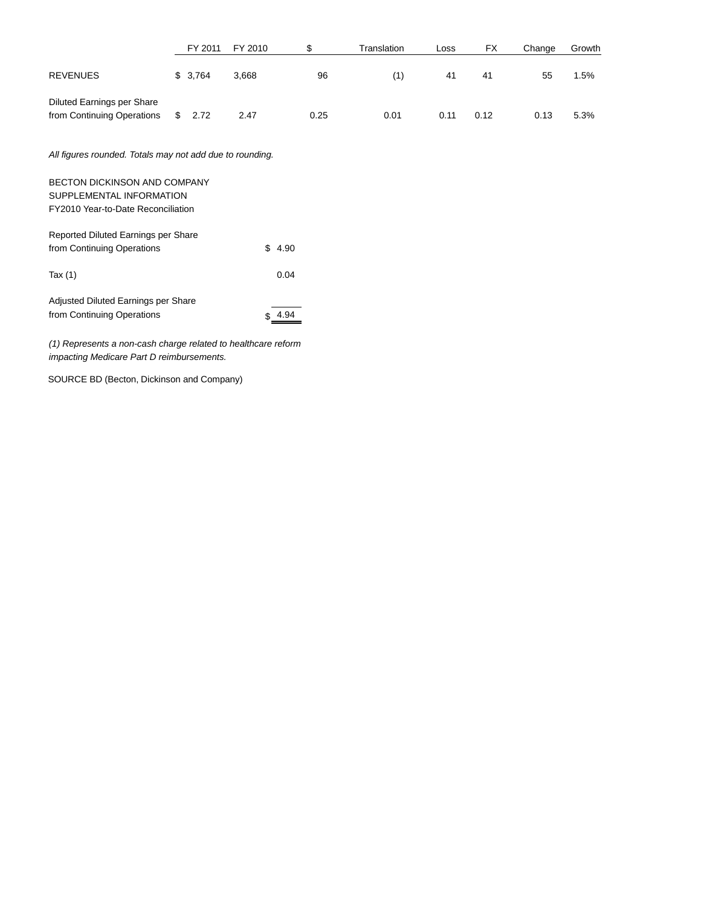| | FY 2011 | FY 2010 | $ | Translation | Loss | FX | Change | Growth |
|---|---|---|---|---|---|---|---|---|
| REVENUES | $ 3,764 | 3,668 | 96 | (1) | 41 | 41 | 55 | 1.5% |
| Diluted Earnings per Share from Continuing Operations | $ 2.72 | 2.47 | 0.25 | 0.01 | 0.11 | 0.12 | 0.13 | 5.3% |

*All figures rounded. Totals may not add due to rounding.*

BECTON DICKINSON AND COMPANY
SUPPLEMENTAL INFORMATION
FY2010 Year-to-Date Reconciliation

| | |
|---|---|
| Reported Diluted Earnings per Share from Continuing Operations | $ 4.90 |
| Tax (1) | 0.04 |
| Adjusted Diluted Earnings per Share from Continuing Operations | $ 4.94 |

*(1) Represents a non-cash charge related to healthcare reform impacting Medicare Part D reimbursements.*

SOURCE BD (Becton, Dickinson and Company)